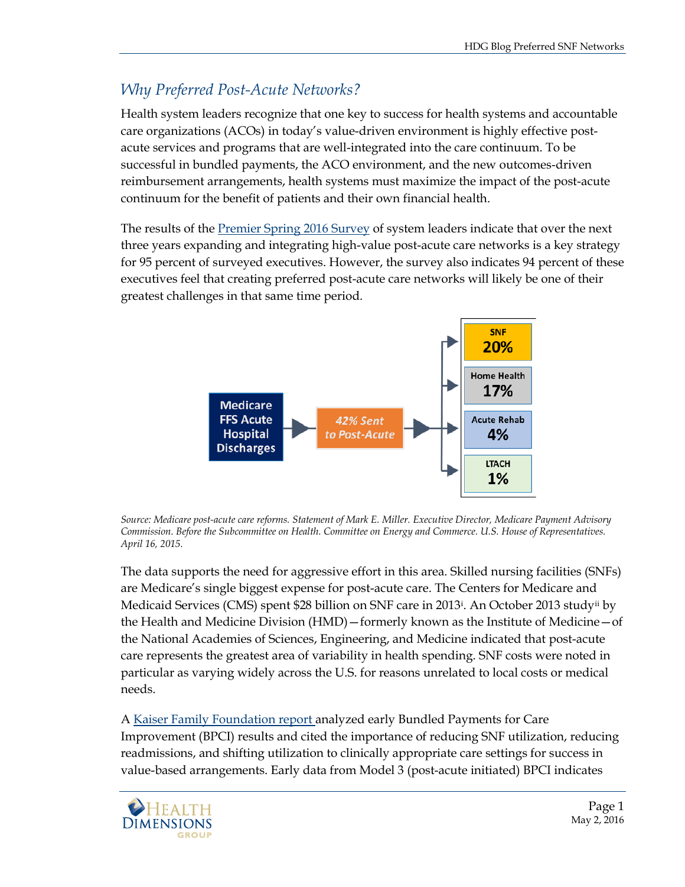## Why Preferred Post-Acute Networks?

Health system leaders recognize that one key to success for health systems and accountable care organizations (ACOs) in today's value-driven environment is highly effective post-acute services and programs that are well-integrated into the care continuum. To be successful in bundled payments, the ACO environment, and the new outcomes-driven reimbursement arrangements, health systems must maximize the impact of the post-acute continuum for the benefit of patients and their own financial health.

The results of the [Premier Spring 2016 Survey](#) of system leaders indicate that over the next three years expanding and integrating high-value post-acute care networks is a key strategy for 95 percent of surveyed executives. However, the survey also indicates 94 percent of these executives feel that creating preferred post-acute care networks will likely be one of their greatest challenges in that same time period.

Medicare FFS Acute Hospital Discharges → 42% Sent to Post-Acute →

- SNF 20%
- Home Health 17%
- Acute Rehab 4%
- LTACH 1%

*Source: Medicare post-acute care reforms. Statement of Mark E. Miller. Executive Director, Medicare Payment Advisory Commission. Before the Subcommittee on Health. Committee on Energy and Commerce. U.S. House of Representatives. April 16, 2015.*

The data supports the need for aggressive effort in this area. Skilled nursing facilities (SNFs) are Medicare's single biggest expense for post-acute care. The Centers for Medicare and Medicaid Services (CMS) spent $28 billion on SNF care in 2013[i]. An October 2013 study[ii] by the Health and Medicine Division (HMD)—formerly known as the Institute of Medicine—of the National Academies of Sciences, Engineering, and Medicine indicated that post-acute care represents the greatest area of variability in health spending. SNF costs were noted in particular as varying widely across the U.S. for reasons unrelated to local costs or medical needs.

A [Kaiser Family Foundation report](#) analyzed early Bundled Payments for Care Improvement (BPCI) results and cited the importance of reducing SNF utilization, reducing readmissions, and shifting utilization to clinically appropriate care settings for success in value-based arrangements. Early data from Model 3 (post-acute initiated) BPCI indicates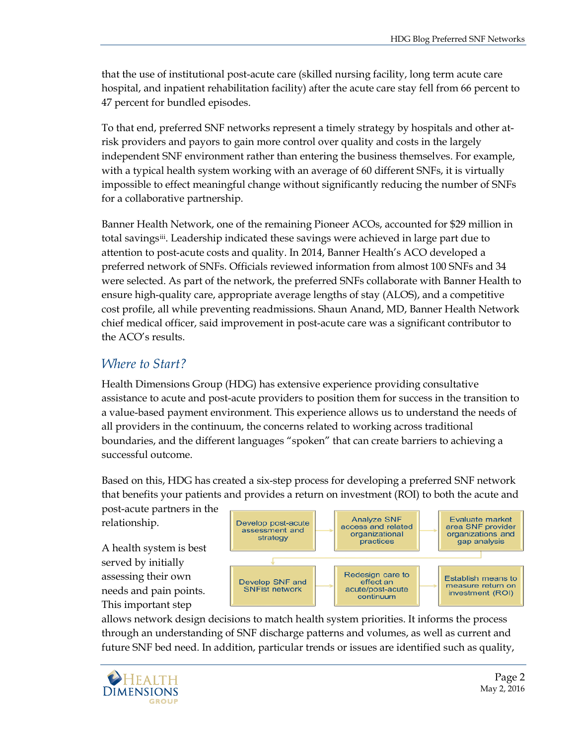that the use of institutional post-acute care (skilled nursing facility, long term acute care hospital, and inpatient rehabilitation facility) after the acute care stay fell from 66 percent to 47 percent for bundled episodes.

To that end, preferred SNF networks represent a timely strategy by hospitals and other at-risk providers and payors to gain more control over quality and costs in the largely independent SNF environment rather than entering the business themselves. For example, with a typical health system working with an average of 60 different SNFs, it is virtually impossible to effect meaningful change without significantly reducing the number of SNFs for a collaborative partnership.

Banner Health Network, one of the remaining Pioneer ACOs, accounted for $29 million in total savings[iii]. Leadership indicated these savings were achieved in large part due to attention to post-acute costs and quality. In 2014, Banner Health's ACO developed a preferred network of SNFs. Officials reviewed information from almost 100 SNFs and 34 were selected. As part of the network, the preferred SNFs collaborate with Banner Health to ensure high-quality care, appropriate average lengths of stay (ALOS), and a competitive cost profile, all while preventing readmissions. Shaun Anand, MD, Banner Health Network chief medical officer, said improvement in post-acute care was a significant contributor to the ACO's results.

## *Where to Start?*

Health Dimensions Group (HDG) has extensive experience providing consultative assistance to acute and post-acute providers to position them for success in the transition to a value-based payment environment. This experience allows us to understand the needs of all providers in the continuum, the concerns related to working across traditional boundaries, and the different languages "spoken" that can create barriers to achieving a successful outcome.

Based on this, HDG has created a six-step process for developing a preferred SNF network that benefits your patients and provides a return on investment (ROI) to both the acute and post-acute partners in the relationship.

1. Develop post-acute assessment and strategy
2. Analyze SNF access and related organizational practices
3. Evaluate market area SNF provider organizations and gap analysis
4. Develop SNF and SNFist network
5. Redesign care to effect an acute/post-acute continuum
6. Establish means to measure return on investment (ROI)

A health system is best served by initially assessing their own needs and pain points. This important step allows network design decisions to match health system priorities. It informs the process through an understanding of SNF discharge patterns and volumes, as well as current and future SNF bed need. In addition, particular trends or issues are identified such as quality,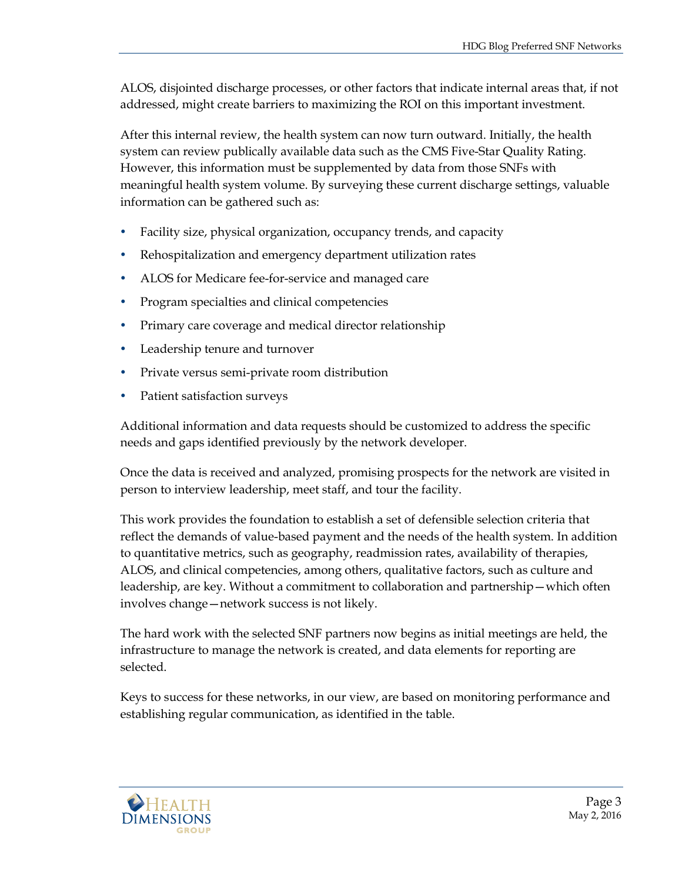ALOS, disjointed discharge processes, or other factors that indicate internal areas that, if not addressed, might create barriers to maximizing the ROI on this important investment.

After this internal review, the health system can now turn outward. Initially, the health system can review publically available data such as the CMS Five-Star Quality Rating. However, this information must be supplemented by data from those SNFs with meaningful health system volume. By surveying these current discharge settings, valuable information can be gathered such as:

- Facility size, physical organization, occupancy trends, and capacity
- Rehospitalization and emergency department utilization rates
- ALOS for Medicare fee-for-service and managed care
- Program specialties and clinical competencies
- Primary care coverage and medical director relationship
- Leadership tenure and turnover
- Private versus semi-private room distribution
- Patient satisfaction surveys

Additional information and data requests should be customized to address the specific needs and gaps identified previously by the network developer.

Once the data is received and analyzed, promising prospects for the network are visited in person to interview leadership, meet staff, and tour the facility.

This work provides the foundation to establish a set of defensible selection criteria that reflect the demands of value-based payment and the needs of the health system. In addition to quantitative metrics, such as geography, readmission rates, availability of therapies, ALOS, and clinical competencies, among others, qualitative factors, such as culture and leadership, are key. Without a commitment to collaboration and partnership—which often involves change—network success is not likely.

The hard work with the selected SNF partners now begins as initial meetings are held, the infrastructure to manage the network is created, and data elements for reporting are selected.

Keys to success for these networks, in our view, are based on monitoring performance and establishing regular communication, as identified in the table.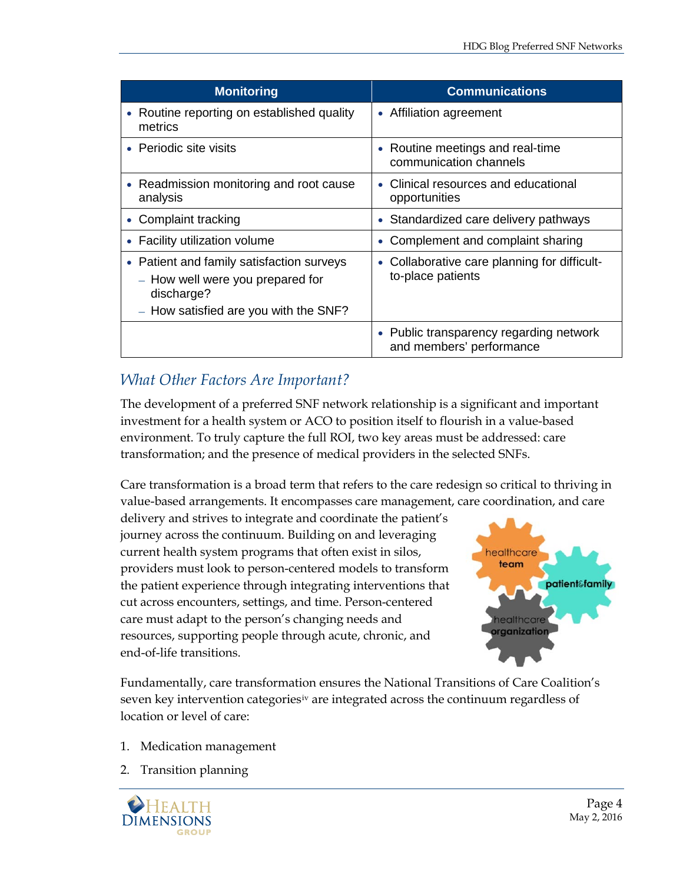| Monitoring | Communications |
|---|---|
| • Routine reporting on established quality metrics | • Affiliation agreement |
| • Periodic site visits | • Routine meetings and real-time communication channels |
| • Readmission monitoring and root cause analysis | • Clinical resources and educational opportunities |
| • Complaint tracking | • Standardized care delivery pathways |
| • Facility utilization volume | • Complement and complaint sharing |
| • Patient and family satisfaction surveys<br>– How well were you prepared for discharge?<br>– How satisfied are you with the SNF? | • Collaborative care planning for difficult-to-place patients |
| | • Public transparency regarding network and members' performance |

## *What Other Factors Are Important?*

The development of a preferred SNF network relationship is a significant and important investment for a health system or ACO to position itself to flourish in a value-based environment. To truly capture the full ROI, two key areas must be addressed: care transformation; and the presence of medical providers in the selected SNFs.

Care transformation is a broad term that refers to the care redesign so critical to thriving in value-based arrangements. It encompasses care management, care coordination, and care delivery and strives to integrate and coordinate the patient's journey across the continuum. Building on and leveraging current health system programs that often exist in silos, providers must look to person-centered models to transform the patient experience through integrating interventions that cut across encounters, settings, and time. Person-centered care must adapt to the person's changing needs and resources, supporting people through acute, chronic, and end-of-life transitions.

healthcare team | patient&family | healthcare organization

Fundamentally, care transformation ensures the National Transitions of Care Coalition's seven key intervention categories[iv] are integrated across the continuum regardless of location or level of care:

1. Medication management
2. Transition planning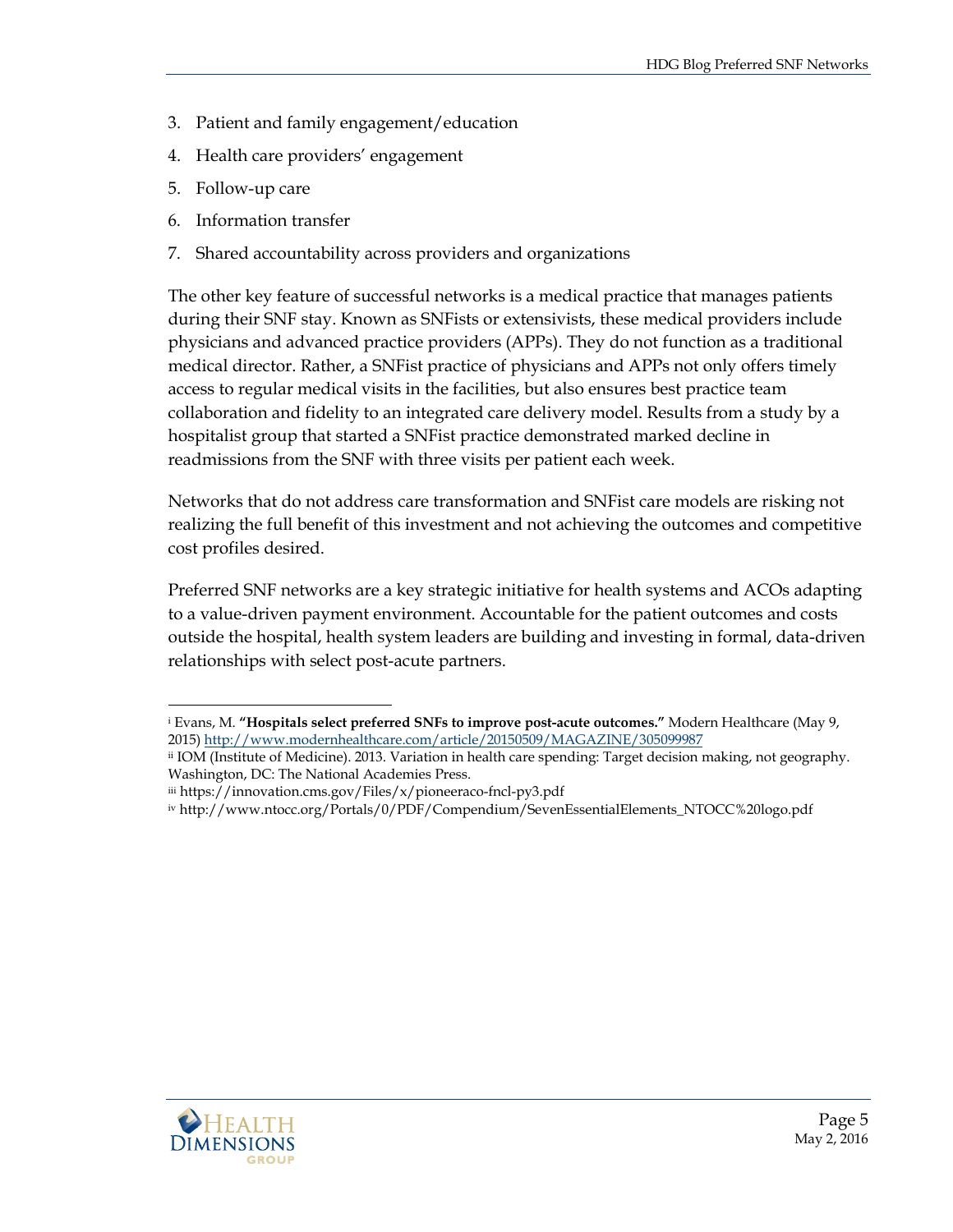3. Patient and family engagement/education
4. Health care providers' engagement
5. Follow-up care
6. Information transfer
7. Shared accountability across providers and organizations

The other key feature of successful networks is a medical practice that manages patients during their SNF stay. Known as SNFists or extensivists, these medical providers include physicians and advanced practice providers (APPs). They do not function as a traditional medical director. Rather, a SNFist practice of physicians and APPs not only offers timely access to regular medical visits in the facilities, but also ensures best practice team collaboration and fidelity to an integrated care delivery model. Results from a study by a hospitalist group that started a SNFist practice demonstrated marked decline in readmissions from the SNF with three visits per patient each week.

Networks that do not address care transformation and SNFist care models are risking not realizing the full benefit of this investment and not achieving the outcomes and competitive cost profiles desired.

Preferred SNF networks are a key strategic initiative for health systems and ACOs adapting to a value-driven payment environment. Accountable for the patient outcomes and costs outside the hospital, health system leaders are building and investing in formal, data-driven relationships with select post-acute partners.

---

[i] Evans, M. **"Hospitals select preferred SNFs to improve post-acute outcomes."** Modern Healthcare (May 9, 2015) http://www.modernhealthcare.com/article/20150509/MAGAZINE/305099987

[ii] IOM (Institute of Medicine). 2013. Variation in health care spending: Target decision making, not geography. Washington, DC: The National Academies Press.

[iii] https://innovation.cms.gov/Files/x/pioneeraco-fncl-py3.pdf

[iv] http://www.ntocc.org/Portals/0/PDF/Compendium/SevenEssentialElements_NTOCC%20logo.pdf